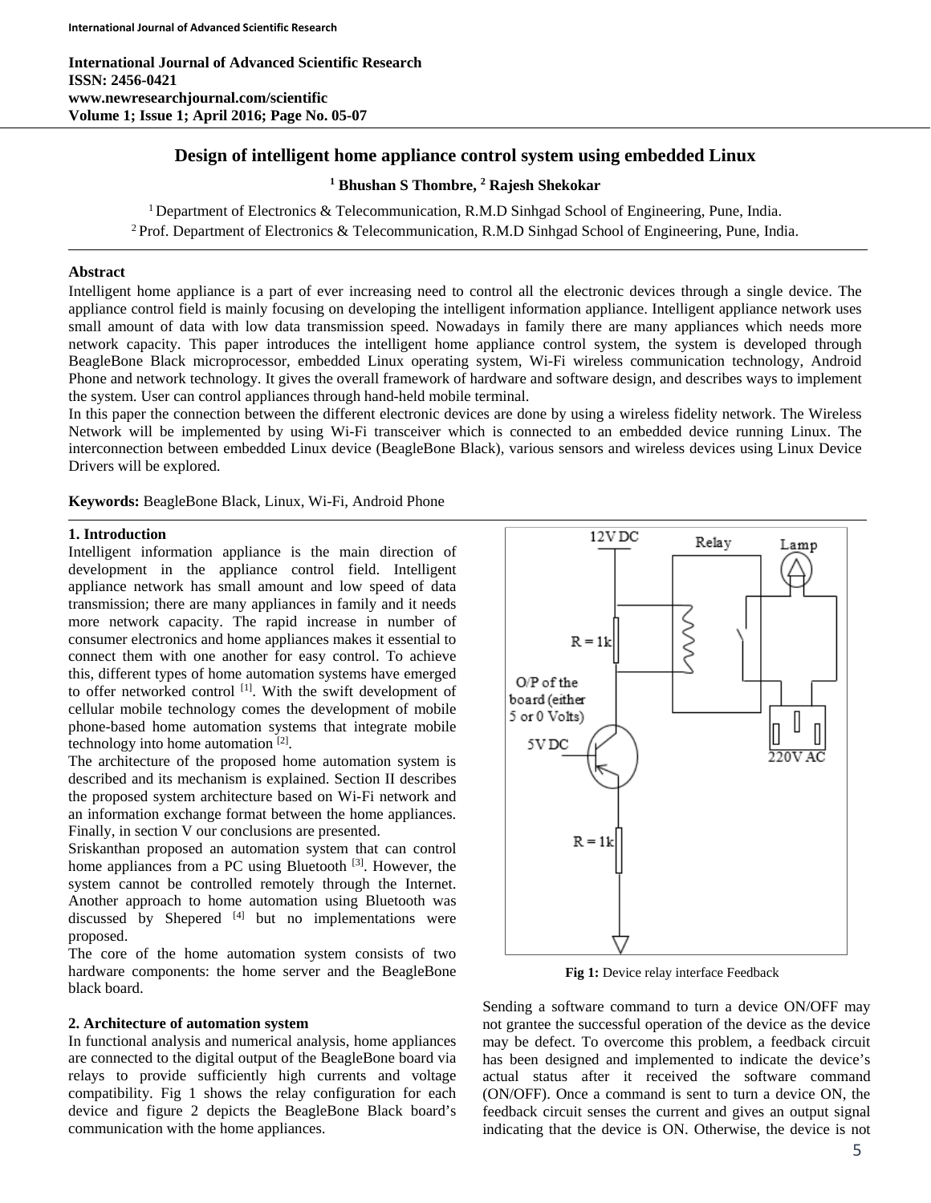International Journal of Advanced Scientific Research
ISSN: 2456-0421
www.newresearchjournal.com/scientific
Volume 1; Issue 1; April 2016; Page No. 05-07

# Design of intelligent home appliance control system using embedded Linux

**[1] Bhushan S Thombre, [2] Rajesh Shekokar**

[1] Department of Electronics & Telecommunication, R.M.D Sinhgad School of Engineering, Pune, India.
[2] Prof. Department of Electronics & Telecommunication, R.M.D Sinhgad School of Engineering, Pune, India.

### Abstract

Intelligent home appliance is a part of ever increasing need to control all the electronic devices through a single device. The appliance control field is mainly focusing on developing the intelligent information appliance. Intelligent appliance network uses small amount of data with low data transmission speed. Nowadays in family there are many appliances which needs more network capacity. This paper introduces the intelligent home appliance control system, the system is developed through BeagleBone Black microprocessor, embedded Linux operating system, Wi-Fi wireless communication technology, Android Phone and network technology. It gives the overall framework of hardware and software design, and describes ways to implement the system. User can control appliances through hand-held mobile terminal.

In this paper the connection between the different electronic devices are done by using a wireless fidelity network. The Wireless Network will be implemented by using Wi-Fi transceiver which is connected to an embedded device running Linux. The interconnection between embedded Linux device (BeagleBone Black), various sensors and wireless devices using Linux Device Drivers will be explored.

**Keywords:** BeagleBone Black, Linux, Wi-Fi, Android Phone

## 1. Introduction

Intelligent information appliance is the main direction of development in the appliance control field. Intelligent appliance network has small amount and low speed of data transmission; there are many appliances in family and it needs more network capacity. The rapid increase in number of consumer electronics and home appliances makes it essential to connect them with one another for easy control. To achieve this, different types of home automation systems have emerged to offer networked control [1]. With the swift development of cellular mobile technology comes the development of mobile phone-based home automation systems that integrate mobile technology into home automation [2].

The architecture of the proposed home automation system is described and its mechanism is explained. Section II describes the proposed system architecture based on Wi-Fi network and an information exchange format between the home appliances. Finally, in section V our conclusions are presented.

Sriskanthan proposed an automation system that can control home appliances from a PC using Bluetooth [3]. However, the system cannot be controlled remotely through the Internet. Another approach to home automation using Bluetooth was discussed by Shepered [4] but no implementations were proposed.

The core of the home automation system consists of two hardware components: the home server and the BeagleBone black board.

## 2. Architecture of automation system

In functional analysis and numerical analysis, home appliances are connected to the digital output of the BeagleBone board via relays to provide sufficiently high currents and voltage compatibility. Fig 1 shows the relay configuration for each device and figure 2 depicts the BeagleBone Black board's communication with the home appliances.

12V DC | Relay | Lamp | R = 1k | O/P of the board (either 5 or 0 Volts) | 5V DC | R = 1k | 220V AC

**Fig 1:** Device relay interface Feedback

Sending a software command to turn a device ON/OFF may not grantee the successful operation of the device as the device may be defect. To overcome this problem, a feedback circuit has been designed and implemented to indicate the device's actual status after it received the software command (ON/OFF). Once a command is sent to turn a device ON, the feedback circuit senses the current and gives an output signal indicating that the device is ON. Otherwise, the device is not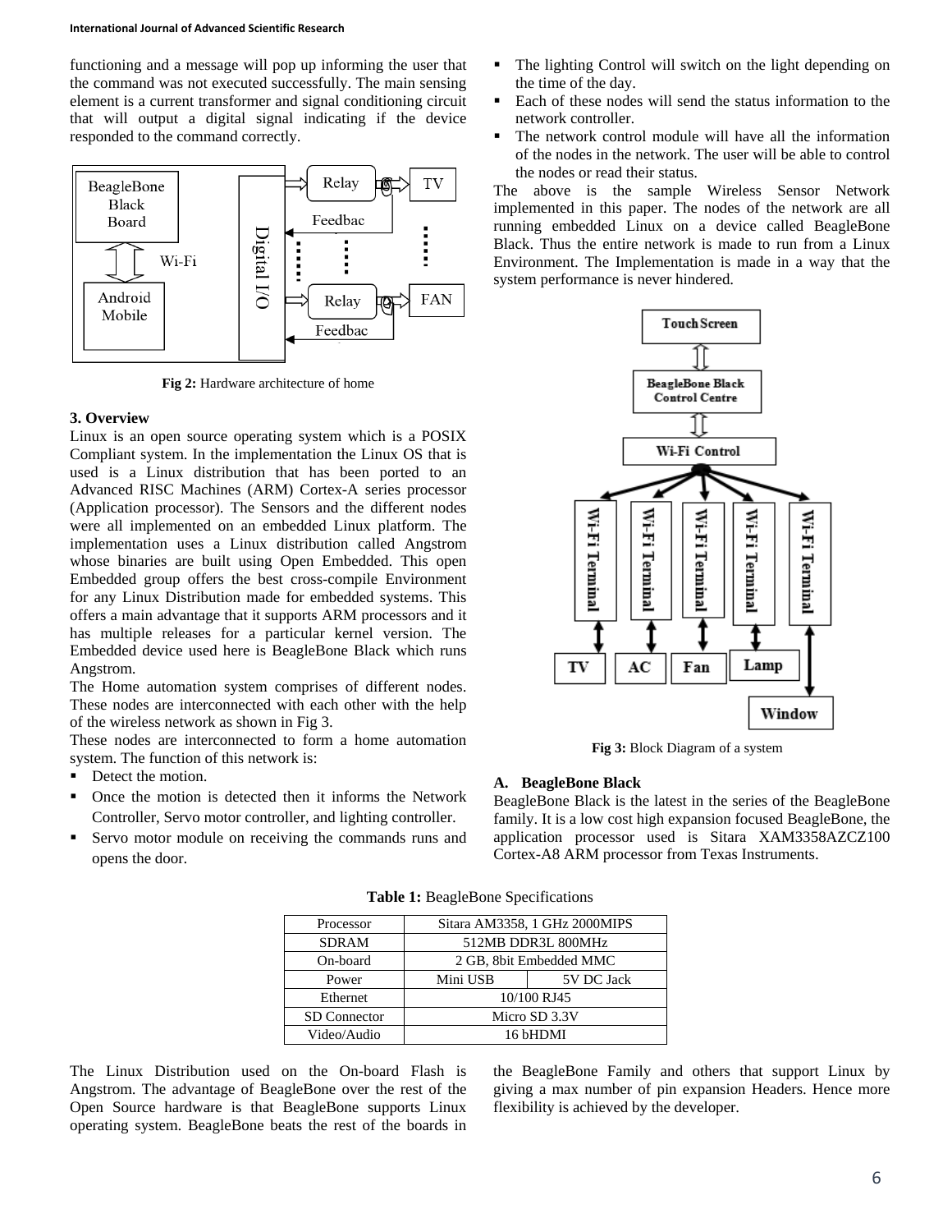functioning and a message will pop up informing the user that the command was not executed successfully. The main sensing element is a current transformer and signal conditioning circuit that will output a digital signal indicating if the device responded to the command correctly.

**Fig 2:** Hardware architecture of home

## 3. Overview

Linux is an open source operating system which is a POSIX Compliant system. In the implementation the Linux OS that is used is a Linux distribution that has been ported to an Advanced RISC Machines (ARM) Cortex-A series processor (Application processor). The Sensors and the different nodes were all implemented on an embedded Linux platform. The implementation uses a Linux distribution called Angstrom whose binaries are built using Open Embedded. This open Embedded group offers the best cross-compile Environment for any Linux Distribution made for embedded systems. This offers a main advantage that it supports ARM processors and it has multiple releases for a particular kernel version. The Embedded device used here is BeagleBone Black which runs Angstrom.

The Home automation system comprises of different nodes. These nodes are interconnected with each other with the help of the wireless network as shown in Fig 3.

These nodes are interconnected to form a home automation system. The function of this network is:

- Detect the motion.
- Once the motion is detected then it informs the Network Controller, Servo motor controller, and lighting controller.
- Servo motor module on receiving the commands runs and opens the door.
- The lighting Control will switch on the light depending on the time of the day.
- Each of these nodes will send the status information to the network controller.
- The network control module will have all the information of the nodes in the network. The user will be able to control the nodes or read their status.

The above is the sample Wireless Sensor Network implemented in this paper. The nodes of the network are all running embedded Linux on a device called BeagleBone Black. Thus the entire network is made to run from a Linux Environment. The Implementation is made in a way that the system performance is never hindered.

**Fig 3:** Block Diagram of a system

### A. BeagleBone Black

BeagleBone Black is the latest in the series of the BeagleBone family. It is a low cost high expansion focused BeagleBone, the application processor used is Sitara XAM3358AZCZ100 Cortex-A8 ARM processor from Texas Instruments.

**Table 1:** BeagleBone Specifications

| Processor | Sitara AM3358, 1 GHz 2000MIPS | |
|---|---|---|
| SDRAM | 512MB DDR3L 800MHz | |
| On-board | 2 GB, 8bit Embedded MMC | |
| Power | Mini USB | 5V DC Jack |
| Ethernet | 10/100 RJ45 | |
| SD Connector | Micro SD 3.3V | |
| Video/Audio | 16 bHDMI | |

The Linux Distribution used on the On-board Flash is Angstrom. The advantage of BeagleBone over the rest of the Open Source hardware is that BeagleBone supports Linux operating system. BeagleBone beats the rest of the boards in the BeagleBone Family and others that support Linux by giving a max number of pin expansion Headers. Hence more flexibility is achieved by the developer.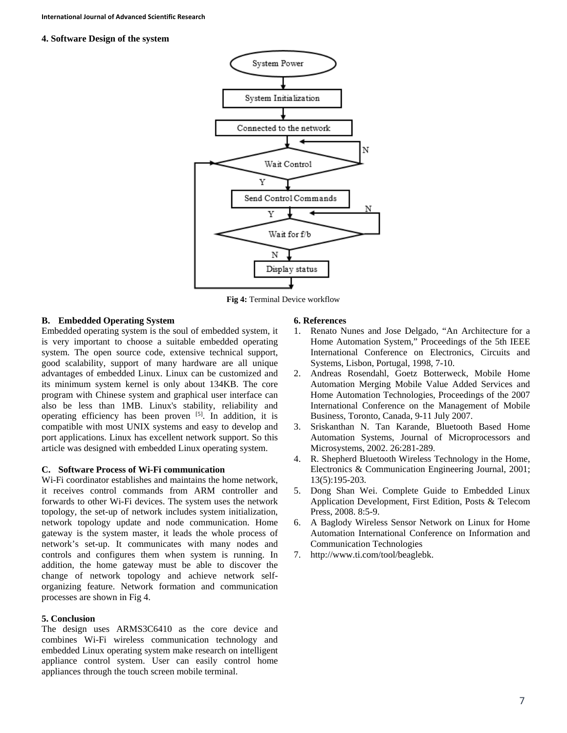## 4. Software Design of the system

System Power

System Initialization

Connected to the network

Wait Control

N

Y

Send Control Commands

Y

N

Wait for f/b

N

Display status

**Fig 4:** Terminal Device workflow

### B. Embedded Operating System

Embedded operating system is the soul of embedded system, it is very important to choose a suitable embedded operating system. The open source code, extensive technical support, good scalability, support of many hardware are all unique advantages of embedded Linux. Linux can be customized and its minimum system kernel is only about 134KB. The core program with Chinese system and graphical user interface can also be less than 1MB. Linux's stability, reliability and operating efficiency has been proven [5]. In addition, it is compatible with most UNIX systems and easy to develop and port applications. Linux has excellent network support. So this article was designed with embedded Linux operating system.

### C. Software Process of Wi-Fi communication

Wi-Fi coordinator establishes and maintains the home network, it receives control commands from ARM controller and forwards to other Wi-Fi devices. The system uses the network topology, the set-up of network includes system initialization, network topology update and node communication. Home gateway is the system master, it leads the whole process of network's set-up. It communicates with many nodes and controls and configures them when system is running. In addition, the home gateway must be able to discover the change of network topology and achieve network self-organizing feature. Network formation and communication processes are shown in Fig 4.

## 5. Conclusion

The design uses ARMS3C6410 as the core device and combines Wi-Fi wireless communication technology and embedded Linux operating system make research on intelligent appliance control system. User can easily control home appliances through the touch screen mobile terminal.

## 6. References

1. Renato Nunes and Jose Delgado, "An Architecture for a Home Automation System," Proceedings of the 5th IEEE International Conference on Electronics, Circuits and Systems, Lisbon, Portugal, 1998, 7-10.
2. Andreas Rosendahl, Goetz Botterweck, Mobile Home Automation Merging Mobile Value Added Services and Home Automation Technologies, Proceedings of the 2007 International Conference on the Management of Mobile Business, Toronto, Canada, 9-11 July 2007.
3. Sriskanthan N. Tan Karande, Bluetooth Based Home Automation Systems, Journal of Microprocessors and Microsystems, 2002. 26:281-289.
4. R. Shepherd Bluetooth Wireless Technology in the Home, Electronics & Communication Engineering Journal, 2001; 13(5):195-203.
5. Dong Shan Wei. Complete Guide to Embedded Linux Application Development, First Edition, Posts & Telecom Press, 2008. 8:5-9.
6. A Baglody Wireless Sensor Network on Linux for Home Automation International Conference on Information and Communication Technologies
7. http://www.ti.com/tool/beaglebk.